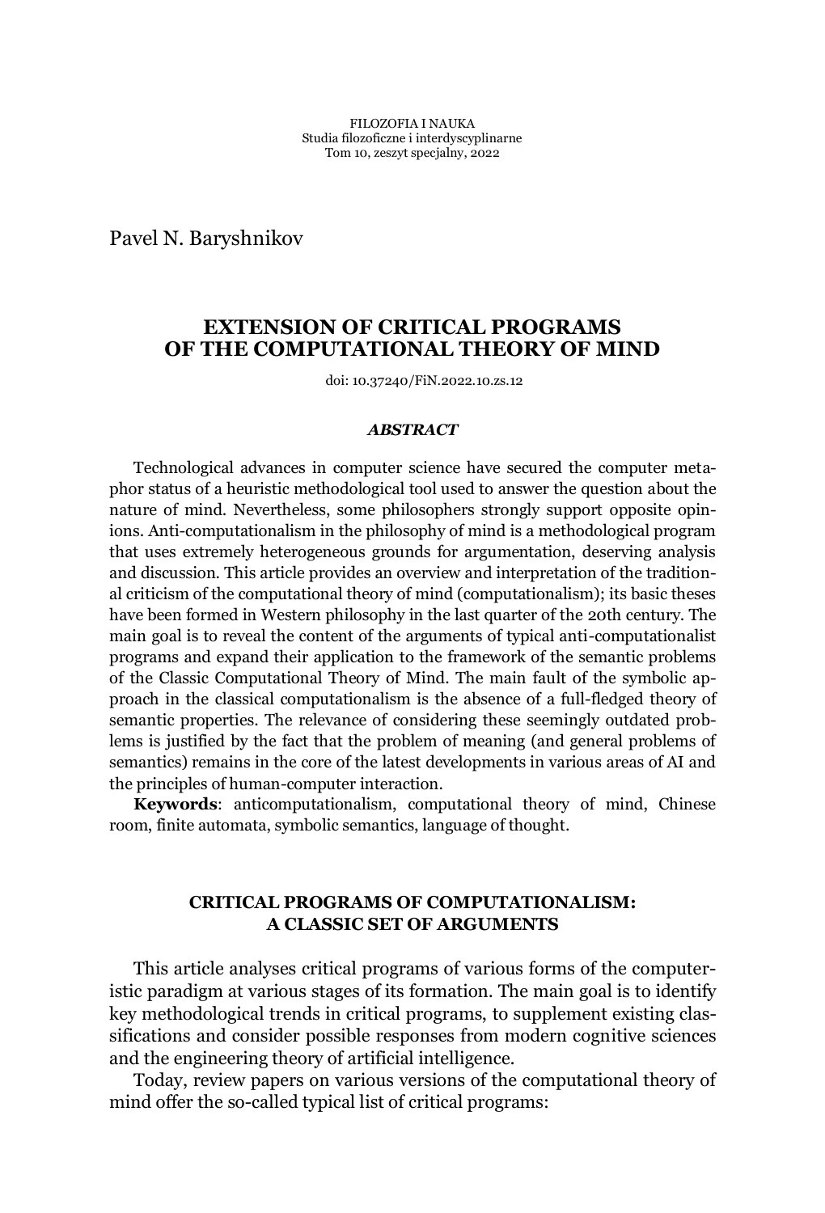Pavel N. Baryshnikov

# EXTENSION OF CRITICAL PROGRAMS OF THE COMPUTATIONAL THEORY OF MIND

doi: 10.37240/FiN.2022.10.zs.12

### *ABSTRACT*

Technological advances in computer science have secured the computer metaphor status of a heuristic methodological tool used to answer the question about the nature of mind. Nevertheless, some philosophers strongly support opposite opinions. Anti-computationalism in the philosophy of mind is a methodological program that uses extremely heterogeneous grounds for argumentation, deserving analysis and discussion. This article provides an overview and interpretation of the traditional criticism of the computational theory of mind (computationalism); its basic theses have been formed in Western philosophy in the last quarter of the 20th century. The main goal is to reveal the content of the arguments of typical anti-computationalist programs and expand their application to the framework of the semantic problems of the Classic Computational Theory of Mind. The main fault of the symbolic approach in the classical computationalism is the absence of a full-fledged theory of semantic properties. The relevance of considering these seemingly outdated problems is justified by the fact that the problem of meaning (and general problems of semantics) remains in the core of the latest developments in various areas of AI and the principles of human-computer interaction.

**Keywords**: anticomputationalism, computational theory of mind, Chinese room, finite automata, symbolic semantics, language of thought.

## CRITICAL PROGRAMS OF COMPUTATIONALISM: A CLASSIC SET OF ARGUMENTS

This article analyses critical programs of various forms of the computeristic paradigm at various stages of its formation. The main goal is to identify key methodological trends in critical programs, to supplement existing classifications and consider possible responses from modern cognitive sciences and the engineering theory of artificial intelligence.

Today, review papers on various versions of the computational theory of mind offer the so-called typical list of critical programs: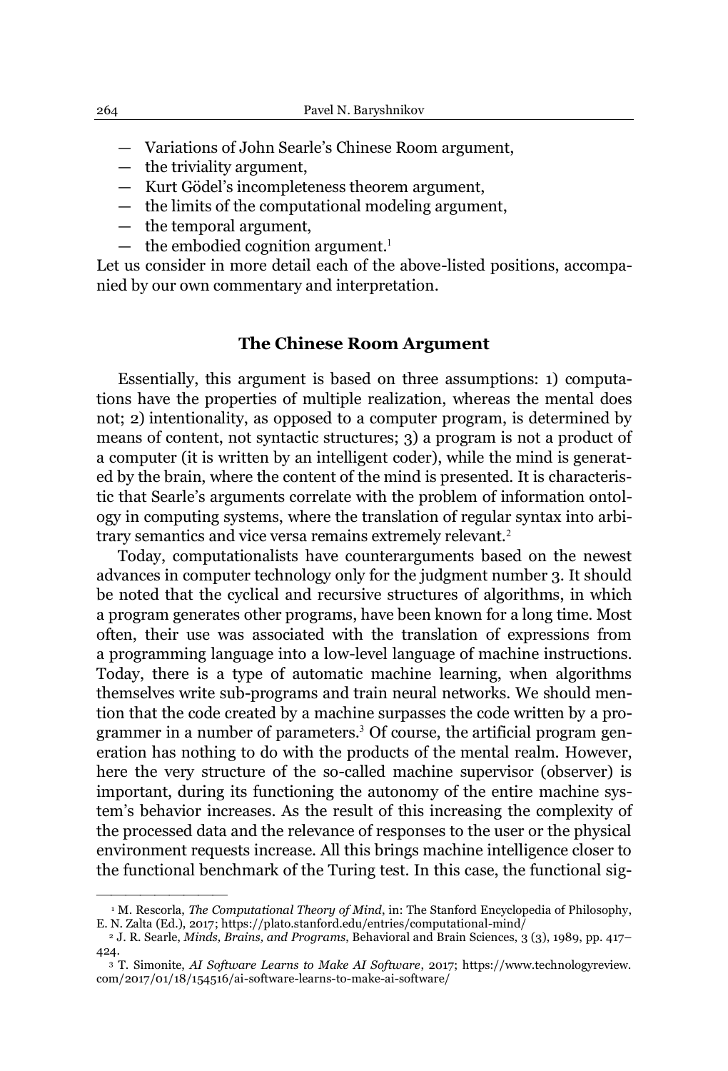- Variations of John Searle's Chinese Room argument,
- the triviality argument,
- Kurt Gödel's incompleteness theorem argument,
- the limits of the computational modeling argument,
- the temporal argument,
- the embodied cognition argument.[1]

Let us consider in more detail each of the above-listed positions, accompanied by our own commentary and interpretation.

## The Chinese Room Argument

Essentially, this argument is based on three assumptions: 1) computations have the properties of multiple realization, whereas the mental does not; 2) intentionality, as opposed to a computer program, is determined by means of content, not syntactic structures; 3) a program is not a product of a computer (it is written by an intelligent coder), while the mind is generated by the brain, where the content of the mind is presented. It is characteristic that Searle's arguments correlate with the problem of information ontology in computing systems, where the translation of regular syntax into arbitrary semantics and vice versa remains extremely relevant.[2]

Today, computationalists have counterarguments based on the newest advances in computer technology only for the judgment number 3. It should be noted that the cyclical and recursive structures of algorithms, in which a program generates other programs, have been known for a long time. Most often, their use was associated with the translation of expressions from a programming language into a low-level language of machine instructions. Today, there is a type of automatic machine learning, when algorithms themselves write sub-programs and train neural networks. We should mention that the code created by a machine surpasses the code written by a programmer in a number of parameters.[3] Of course, the artificial program generation has nothing to do with the products of the mental realm. However, here the very structure of the so-called machine supervisor (observer) is important, during its functioning the autonomy of the entire machine system's behavior increases. As the result of this increasing the complexity of the processed data and the relevance of responses to the user or the physical environment requests increase. All this brings machine intelligence closer to the functional benchmark of the Turing test. In this case, the functional sig-

---

[1] M. Rescorla, *The Computational Theory of Mind*, in: The Stanford Encyclopedia of Philosophy, E. N. Zalta (Ed.), 2017; https://plato.stanford.edu/entries/computational-mind/

[2] J. R. Searle, *Minds, Brains, and Programs*, Behavioral and Brain Sciences, 3 (3), 1989, pp. 417–424.

[3] T. Simonite, *AI Software Learns to Make AI Software*, 2017; https://www.technologyreview.com/2017/01/18/154516/ai-software-learns-to-make-ai-software/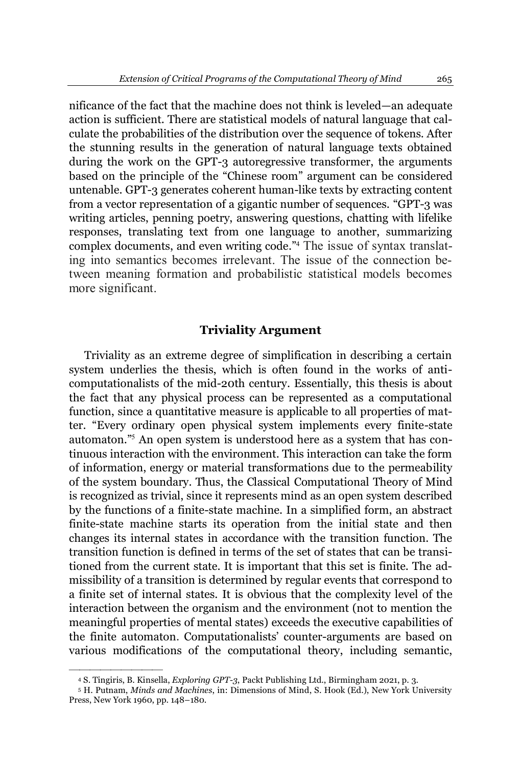nificance of the fact that the machine does not think is leveled—an adequate action is sufficient. There are statistical models of natural language that calculate the probabilities of the distribution over the sequence of tokens. After the stunning results in the generation of natural language texts obtained during the work on the GPT-3 autoregressive transformer, the arguments based on the principle of the "Chinese room" argument can be considered untenable. GPT-3 generates coherent human-like texts by extracting content from a vector representation of a gigantic number of sequences. "GPT-3 was writing articles, penning poetry, answering questions, chatting with lifelike responses, translating text from one language to another, summarizing complex documents, and even writing code."[4] The issue of syntax translating into semantics becomes irrelevant. The issue of the connection between meaning formation and probabilistic statistical models becomes more significant.

## Triviality Argument

Triviality as an extreme degree of simplification in describing a certain system underlies the thesis, which is often found in the works of anti-computationalists of the mid-20th century. Essentially, this thesis is about the fact that any physical process can be represented as a computational function, since a quantitative measure is applicable to all properties of matter. "Every ordinary open physical system implements every finite-state automaton."[5] An open system is understood here as a system that has continuous interaction with the environment. This interaction can take the form of information, energy or material transformations due to the permeability of the system boundary. Thus, the Classical Computational Theory of Mind is recognized as trivial, since it represents mind as an open system described by the functions of a finite-state machine. In a simplified form, an abstract finite-state machine starts its operation from the initial state and then changes its internal states in accordance with the transition function. The transition function is defined in terms of the set of states that can be transitioned from the current state. It is important that this set is finite. The admissibility of a transition is determined by regular events that correspond to a finite set of internal states. It is obvious that the complexity level of the interaction between the organism and the environment (not to mention the meaningful properties of mental states) exceeds the executive capabilities of the finite automaton. Computationalists' counter-arguments are based on various modifications of the computational theory, including semantic,

---

[4] S. Tingiris, B. Kinsella, *Exploring GPT-3*, Packt Publishing Ltd., Birmingham 2021, p. 3.

[5] H. Putnam, *Minds and Machines*, in: Dimensions of Mind, S. Hook (Ed.), New York University Press, New York 1960, pp. 148–180.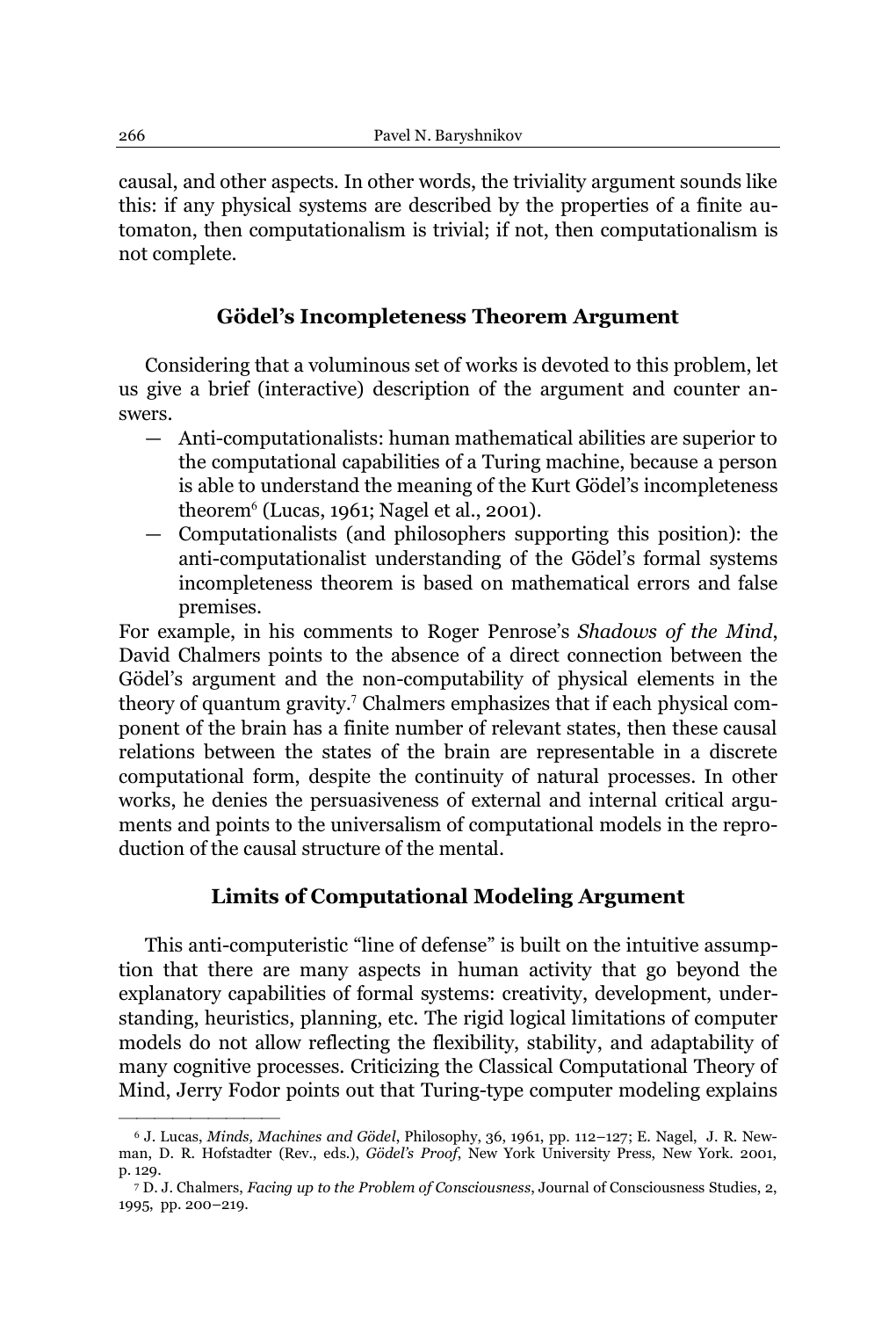causal, and other aspects. In other words, the triviality argument sounds like this: if any physical systems are described by the properties of a finite automaton, then computationalism is trivial; if not, then computationalism is not complete.

## Gödel's Incompleteness Theorem Argument

Considering that a voluminous set of works is devoted to this problem, let us give a brief (interactive) description of the argument and counter answers.

— Anti-computationalists: human mathematical abilities are superior to the computational capabilities of a Turing machine, because a person is able to understand the meaning of the Kurt Gödel's incompleteness theorem[6] (Lucas, 1961; Nagel et al., 2001).

— Computationalists (and philosophers supporting this position): the anti-computationalist understanding of the Gödel's formal systems incompleteness theorem is based on mathematical errors and false premises.

For example, in his comments to Roger Penrose's *Shadows of the Mind*, David Chalmers points to the absence of a direct connection between the Gödel's argument and the non-computability of physical elements in the theory of quantum gravity.[7] Chalmers emphasizes that if each physical component of the brain has a finite number of relevant states, then these causal relations between the states of the brain are representable in a discrete computational form, despite the continuity of natural processes. In other works, he denies the persuasiveness of external and internal critical arguments and points to the universalism of computational models in the reproduction of the causal structure of the mental.

## Limits of Computational Modeling Argument

This anti-computeristic "line of defense" is built on the intuitive assumption that there are many aspects in human activity that go beyond the explanatory capabilities of formal systems: creativity, development, understanding, heuristics, planning, etc. The rigid logical limitations of computer models do not allow reflecting the flexibility, stability, and adaptability of many cognitive processes. Criticizing the Classical Computational Theory of Mind, Jerry Fodor points out that Turing-type computer modeling explains

---

[6] J. Lucas, *Minds, Machines and Gödel*, Philosophy, 36, 1961, pp. 112–127; E. Nagel, J. R. Newman, D. R. Hofstadter (Rev., eds.), *Gödel's Proof*, New York University Press, New York. 2001, p. 129.

[7] D. J. Chalmers, *Facing up to the Problem of Consciousness*, Journal of Consciousness Studies, 2, 1995, pp. 200–219.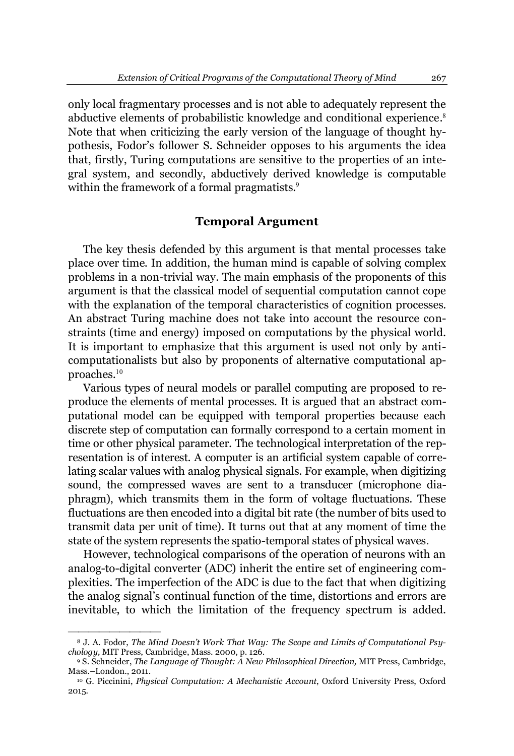only local fragmentary processes and is not able to adequately represent the abductive elements of probabilistic knowledge and conditional experience.[8] Note that when criticizing the early version of the language of thought hypothesis, Fodor's follower S. Schneider opposes to his arguments the idea that, firstly, Turing computations are sensitive to the properties of an integral system, and secondly, abductively derived knowledge is computable within the framework of a formal pragmatists.[9]

## Temporal Argument

The key thesis defended by this argument is that mental processes take place over time. In addition, the human mind is capable of solving complex problems in a non-trivial way. The main emphasis of the proponents of this argument is that the classical model of sequential computation cannot cope with the explanation of the temporal characteristics of cognition processes. An abstract Turing machine does not take into account the resource constraints (time and energy) imposed on computations by the physical world. It is important to emphasize that this argument is used not only by anti-computationalists but also by proponents of alternative computational approaches.[10]

Various types of neural models or parallel computing are proposed to reproduce the elements of mental processes. It is argued that an abstract computational model can be equipped with temporal properties because each discrete step of computation can formally correspond to a certain moment in time or other physical parameter. The technological interpretation of the representation is of interest. A computer is an artificial system capable of correlating scalar values with analog physical signals. For example, when digitizing sound, the compressed waves are sent to a transducer (microphone diaphragm), which transmits them in the form of voltage fluctuations. These fluctuations are then encoded into a digital bit rate (the number of bits used to transmit data per unit of time). It turns out that at any moment of time the state of the system represents the spatio-temporal states of physical waves.

However, technological comparisons of the operation of neurons with an analog-to-digital converter (ADC) inherit the entire set of engineering complexities. The imperfection of the ADC is due to the fact that when digitizing the analog signal's continual function of the time, distortions and errors are inevitable, to which the limitation of the frequency spectrum is added.

---

[8] J. A. Fodor, *The Mind Doesn't Work That Way: The Scope and Limits of Computational Psychology,* MIT Press, Cambridge, Mass. 2000, p. 126.

[9] S. Schneider, *The Language of Thought: A New Philosophical Direction,* MIT Press, Cambridge, Mass.–London., 2011.

[10] G. Piccinini, *Physical Computation: A Mechanistic Account*, Oxford University Press, Oxford 2015.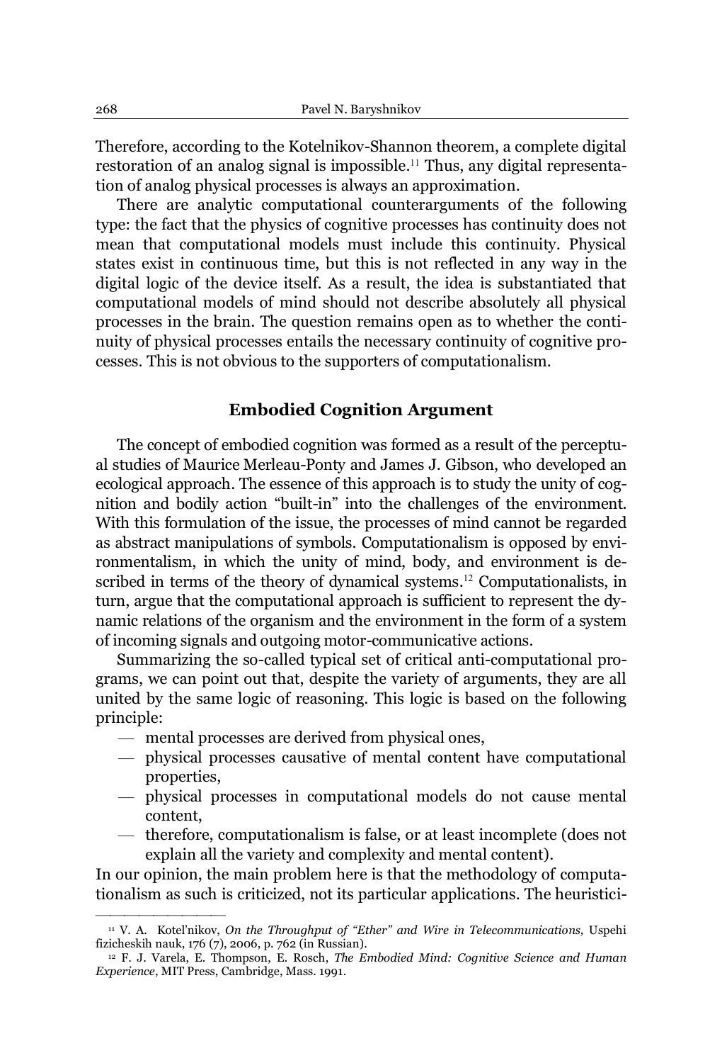Therefore, according to the Kotelnikov-Shannon theorem, a complete digital restoration of an analog signal is impossible.[11] Thus, any digital representation of analog physical processes is always an approximation.

There are analytic computational counterarguments of the following type: the fact that the physics of cognitive processes has continuity does not mean that computational models must include this continuity. Physical states exist in continuous time, but this is not reflected in any way in the digital logic of the device itself. As a result, the idea is substantiated that computational models of mind should not describe absolutely all physical processes in the brain. The question remains open as to whether the continuity of physical processes entails the necessary continuity of cognitive processes. This is not obvious to the supporters of computationalism.

## Embodied Cognition Argument

The concept of embodied cognition was formed as a result of the perceptual studies of Maurice Merleau-Ponty and James J. Gibson, who developed an ecological approach. The essence of this approach is to study the unity of cognition and bodily action "built-in" into the challenges of the environment. With this formulation of the issue, the processes of mind cannot be regarded as abstract manipulations of symbols. Computationalism is opposed by environmentalism, in which the unity of mind, body, and environment is described in terms of the theory of dynamical systems.[12] Computationalists, in turn, argue that the computational approach is sufficient to represent the dynamic relations of the organism and the environment in the form of a system of incoming signals and outgoing motor-communicative actions.

Summarizing the so-called typical set of critical anti-computational programs, we can point out that, despite the variety of arguments, they are all united by the same logic of reasoning. This logic is based on the following principle:

- mental processes are derived from physical ones,
- physical processes causative of mental content have computational properties,
- physical processes in computational models do not cause mental content,
- therefore, computationalism is false, or at least incomplete (does not explain all the variety and complexity and mental content).

In our opinion, the main problem here is that the methodology of computationalism as such is criticized, not its particular applications. The heuristici-

---

[11] V. A. Kotel'nikov, *On the Throughput of "Ether" and Wire in Telecommunications,* Uspehi fizicheskih nauk, 176 (7), 2006, p. 762 (in Russian).

[12] F. J. Varela, E. Thompson, E. Rosch, *The Embodied Mind: Cognitive Science and Human Experience*, MIT Press, Cambridge, Mass. 1991.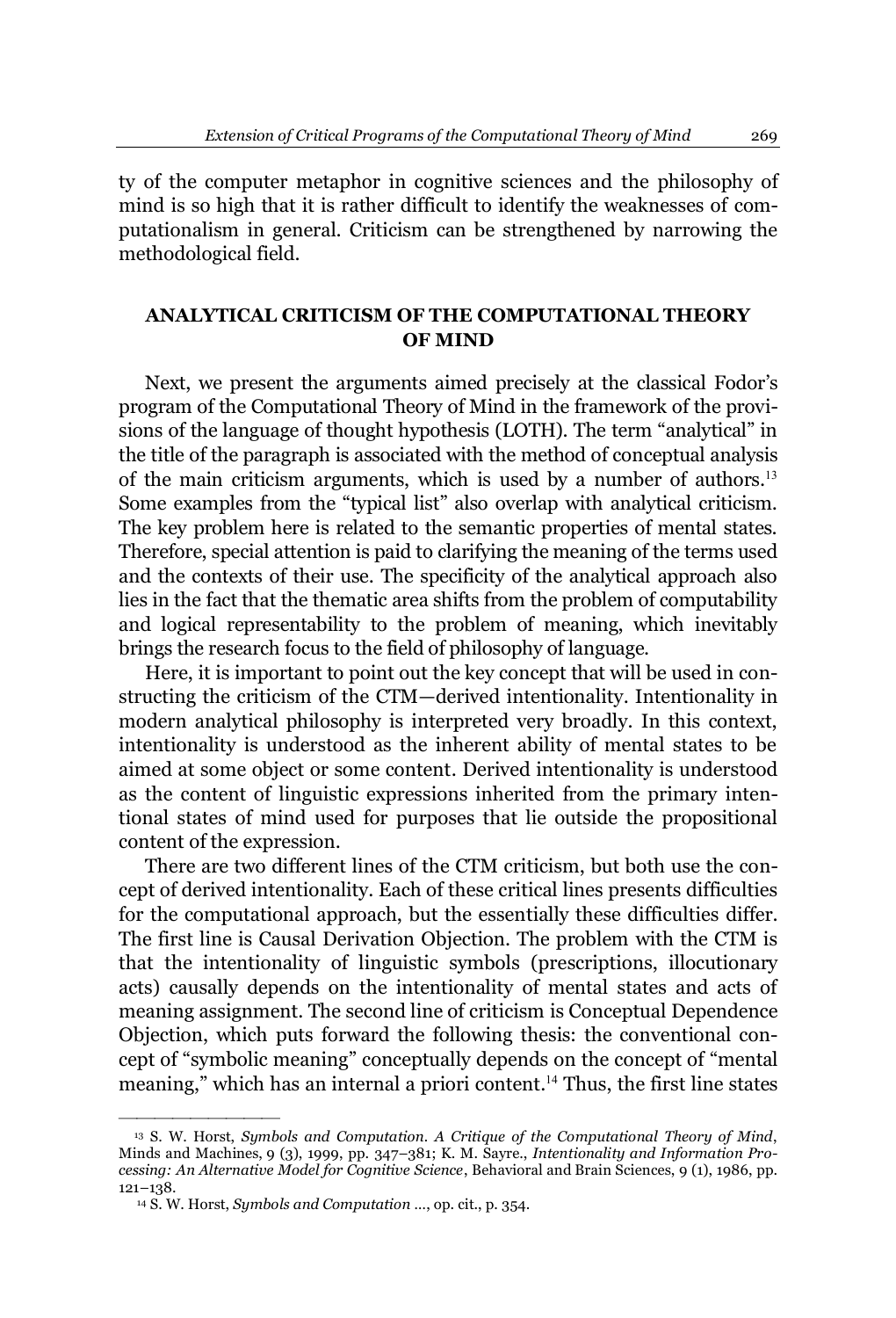ty of the computer metaphor in cognitive sciences and the philosophy of mind is so high that it is rather difficult to identify the weaknesses of computationalism in general. Criticism can be strengthened by narrowing the methodological field.

## ANALYTICAL CRITICISM OF THE COMPUTATIONAL THEORY OF MIND

Next, we present the arguments aimed precisely at the classical Fodor's program of the Computational Theory of Mind in the framework of the provisions of the language of thought hypothesis (LOTH). The term "analytical" in the title of the paragraph is associated with the method of conceptual analysis of the main criticism arguments, which is used by a number of authors.[13] Some examples from the "typical list" also overlap with analytical criticism. The key problem here is related to the semantic properties of mental states. Therefore, special attention is paid to clarifying the meaning of the terms used and the contexts of their use. The specificity of the analytical approach also lies in the fact that the thematic area shifts from the problem of computability and logical representability to the problem of meaning, which inevitably brings the research focus to the field of philosophy of language.

Here, it is important to point out the key concept that will be used in constructing the criticism of the CTM—derived intentionality. Intentionality in modern analytical philosophy is interpreted very broadly. In this context, intentionality is understood as the inherent ability of mental states to be aimed at some object or some content. Derived intentionality is understood as the content of linguistic expressions inherited from the primary intentional states of mind used for purposes that lie outside the propositional content of the expression.

There are two different lines of the CTM criticism, but both use the concept of derived intentionality. Each of these critical lines presents difficulties for the computational approach, but the essentially these difficulties differ. The first line is Causal Derivation Objection. The problem with the CTM is that the intentionality of linguistic symbols (prescriptions, illocutionary acts) causally depends on the intentionality of mental states and acts of meaning assignment. The second line of criticism is Conceptual Dependence Objection, which puts forward the following thesis: the conventional concept of "symbolic meaning" conceptually depends on the concept of "mental meaning," which has an internal a priori content.[14] Thus, the first line states

---

[13] S. W. Horst, *Symbols and Computation. A Critique of the Computational Theory of Mind*, Minds and Machines, 9 (3), 1999, pp. 347–381; K. M. Sayre., *Intentionality and Information Processing: An Alternative Model for Cognitive Science*, Behavioral and Brain Sciences, 9 (1), 1986, pp. 121–138.

[14] S. W. Horst, *Symbols and Computation ...*, op. cit., p. 354.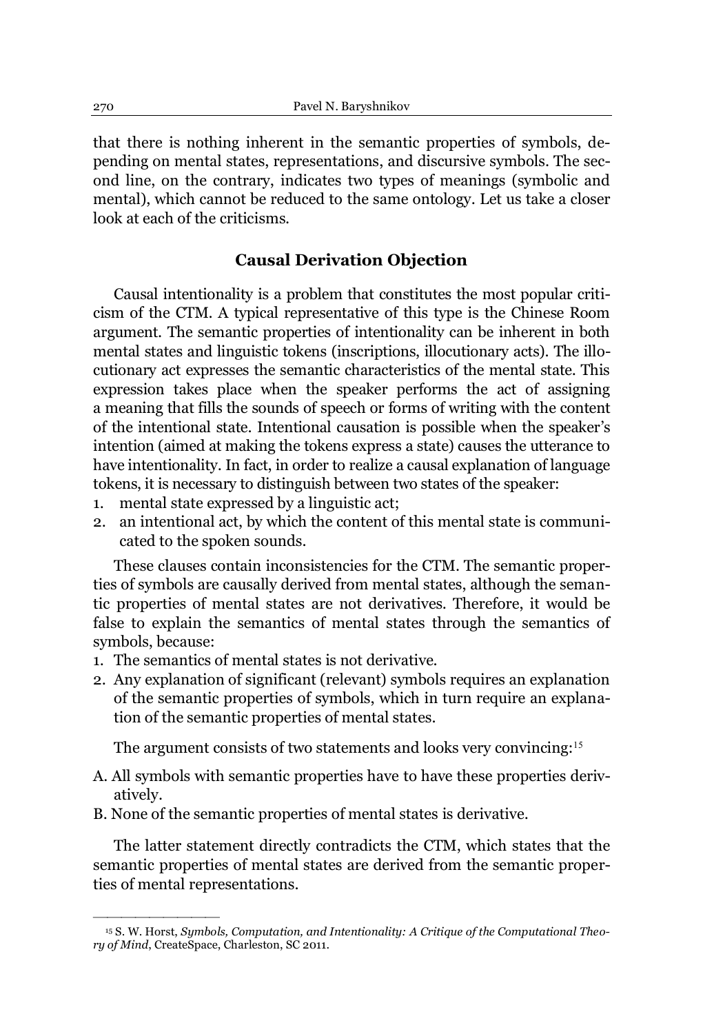that there is nothing inherent in the semantic properties of symbols, depending on mental states, representations, and discursive symbols. The second line, on the contrary, indicates two types of meanings (symbolic and mental), which cannot be reduced to the same ontology. Let us take a closer look at each of the criticisms.

## Causal Derivation Objection

Causal intentionality is a problem that constitutes the most popular criticism of the CTM. A typical representative of this type is the Chinese Room argument. The semantic properties of intentionality can be inherent in both mental states and linguistic tokens (inscriptions, illocutionary acts). The illocutionary act expresses the semantic characteristics of the mental state. This expression takes place when the speaker performs the act of assigning a meaning that fills the sounds of speech or forms of writing with the content of the intentional state. Intentional causation is possible when the speaker's intention (aimed at making the tokens express a state) causes the utterance to have intentionality. In fact, in order to realize a causal explanation of language tokens, it is necessary to distinguish between two states of the speaker:

1. mental state expressed by a linguistic act;
2. an intentional act, by which the content of this mental state is communicated to the spoken sounds.

These clauses contain inconsistencies for the CTM. The semantic properties of symbols are causally derived from mental states, although the semantic properties of mental states are not derivatives. Therefore, it would be false to explain the semantics of mental states through the semantics of symbols, because:

1. The semantics of mental states is not derivative.
2. Any explanation of significant (relevant) symbols requires an explanation of the semantic properties of symbols, which in turn require an explanation of the semantic properties of mental states.

The argument consists of two statements and looks very convincing:[15]

A. All symbols with semantic properties have to have these properties derivatively.

B. None of the semantic properties of mental states is derivative.

The latter statement directly contradicts the CTM, which states that the semantic properties of mental states are derived from the semantic properties of mental representations.

---

[15] S. W. Horst, *Symbols, Computation, and Intentionality: A Critique of the Computational Theory of Mind*, CreateSpace, Charleston, SC 2011.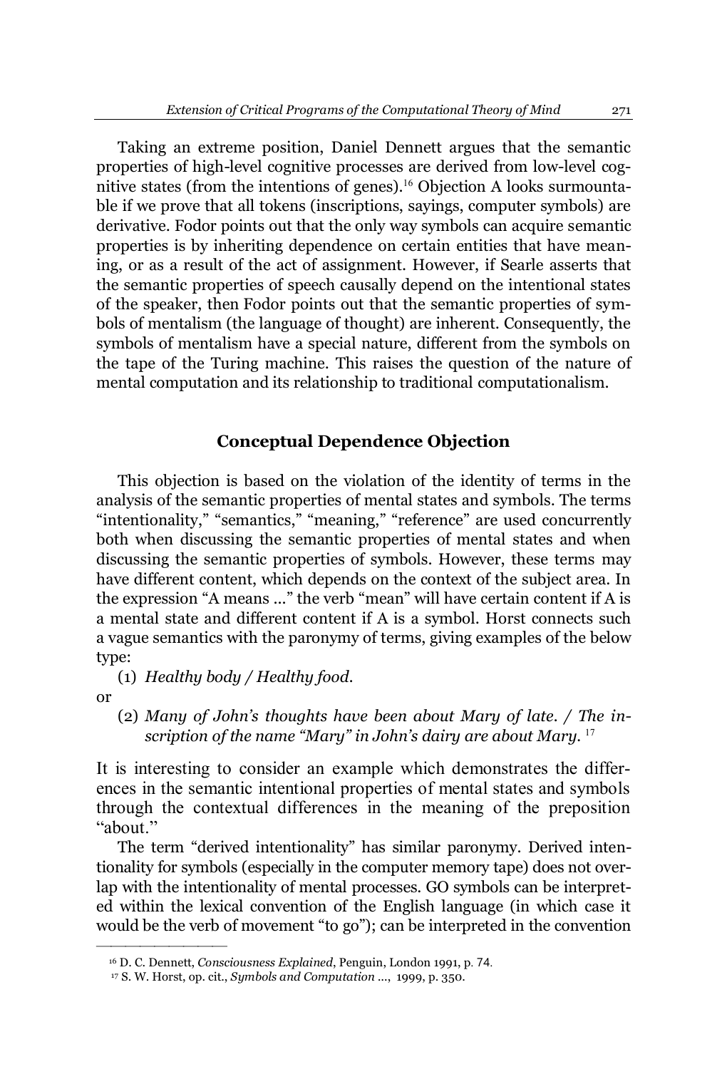Taking an extreme position, Daniel Dennett argues that the semantic properties of high-level cognitive processes are derived from low-level cognitive states (from the intentions of genes).[16] Objection A looks surmountable if we prove that all tokens (inscriptions, sayings, computer symbols) are derivative. Fodor points out that the only way symbols can acquire semantic properties is by inheriting dependence on certain entities that have meaning, or as a result of the act of assignment. However, if Searle asserts that the semantic properties of speech causally depend on the intentional states of the speaker, then Fodor points out that the semantic properties of symbols of mentalism (the language of thought) are inherent. Consequently, the symbols of mentalism have a special nature, different from the symbols on the tape of the Turing machine. This raises the question of the nature of mental computation and its relationship to traditional computationalism.

## Conceptual Dependence Objection

This objection is based on the violation of the identity of terms in the analysis of the semantic properties of mental states and symbols. The terms "intentionality," "semantics," "meaning," "reference" are used concurrently both when discussing the semantic properties of mental states and when discussing the semantic properties of symbols. However, these terms may have different content, which depends on the context of the subject area. In the expression "A means ..." the verb "mean" will have certain content if A is a mental state and different content if A is a symbol. Horst connects such a vague semantics with the paronymy of terms, giving examples of the below type:

(1) *Healthy body / Healthy food.*

or

(2) *Many of John's thoughts have been about Mary of late. / The inscription of the name "Mary" in John's dairy are about Mary.* [17]

It is interesting to consider an example which demonstrates the differences in the semantic intentional properties of mental states and symbols through the contextual differences in the meaning of the preposition "about."

The term "derived intentionality" has similar paronymy. Derived intentionality for symbols (especially in the computer memory tape) does not overlap with the intentionality of mental processes. GO symbols can be interpreted within the lexical convention of the English language (in which case it would be the verb of movement "to go"); can be interpreted in the convention

---

[16] D. C. Dennett, *Consciousness Explained*, Penguin, London 1991, p. 74.

[17] S. W. Horst, op. cit., *Symbols and Computation* ..., 1999, p. 350.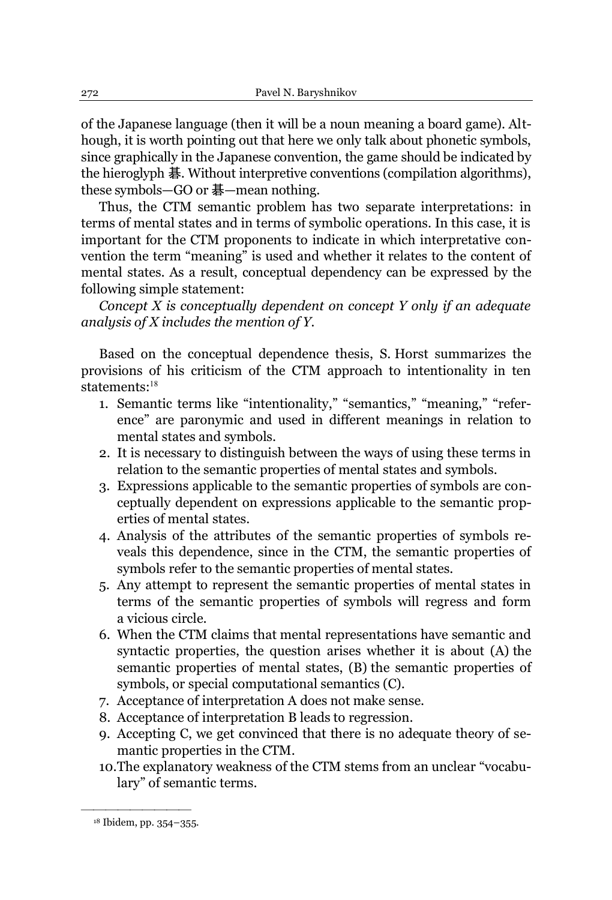of the Japanese language (then it will be a noun meaning a board game). Although, it is worth pointing out that here we only talk about phonetic symbols, since graphically in the Japanese convention, the game should be indicated by the hieroglyph 碁. Without interpretive conventions (compilation algorithms), these symbols—GO or 碁—mean nothing.

Thus, the CTM semantic problem has two separate interpretations: in terms of mental states and in terms of symbolic operations. In this case, it is important for the CTM proponents to indicate in which interpretative convention the term "meaning" is used and whether it relates to the content of mental states. As a result, conceptual dependency can be expressed by the following simple statement:

*Concept X is conceptually dependent on concept Y only if an adequate analysis of X includes the mention of Y.*

Based on the conceptual dependence thesis, S. Horst summarizes the provisions of his criticism of the CTM approach to intentionality in ten statements:[18]

1. Semantic terms like "intentionality," "semantics," "meaning," "reference" are paronymic and used in different meanings in relation to mental states and symbols.
2. It is necessary to distinguish between the ways of using these terms in relation to the semantic properties of mental states and symbols.
3. Expressions applicable to the semantic properties of symbols are conceptually dependent on expressions applicable to the semantic properties of mental states.
4. Analysis of the attributes of the semantic properties of symbols reveals this dependence, since in the CTM, the semantic properties of symbols refer to the semantic properties of mental states.
5. Any attempt to represent the semantic properties of mental states in terms of the semantic properties of symbols will regress and form a vicious circle.
6. When the CTM claims that mental representations have semantic and syntactic properties, the question arises whether it is about (A) the semantic properties of mental states, (B) the semantic properties of symbols, or special computational semantics (C).
7. Acceptance of interpretation A does not make sense.
8. Acceptance of interpretation B leads to regression.
9. Accepting C, we get convinced that there is no adequate theory of semantic properties in the CTM.
10. The explanatory weakness of the CTM stems from an unclear "vocabulary" of semantic terms.

[18] Ibidem, pp. 354–355.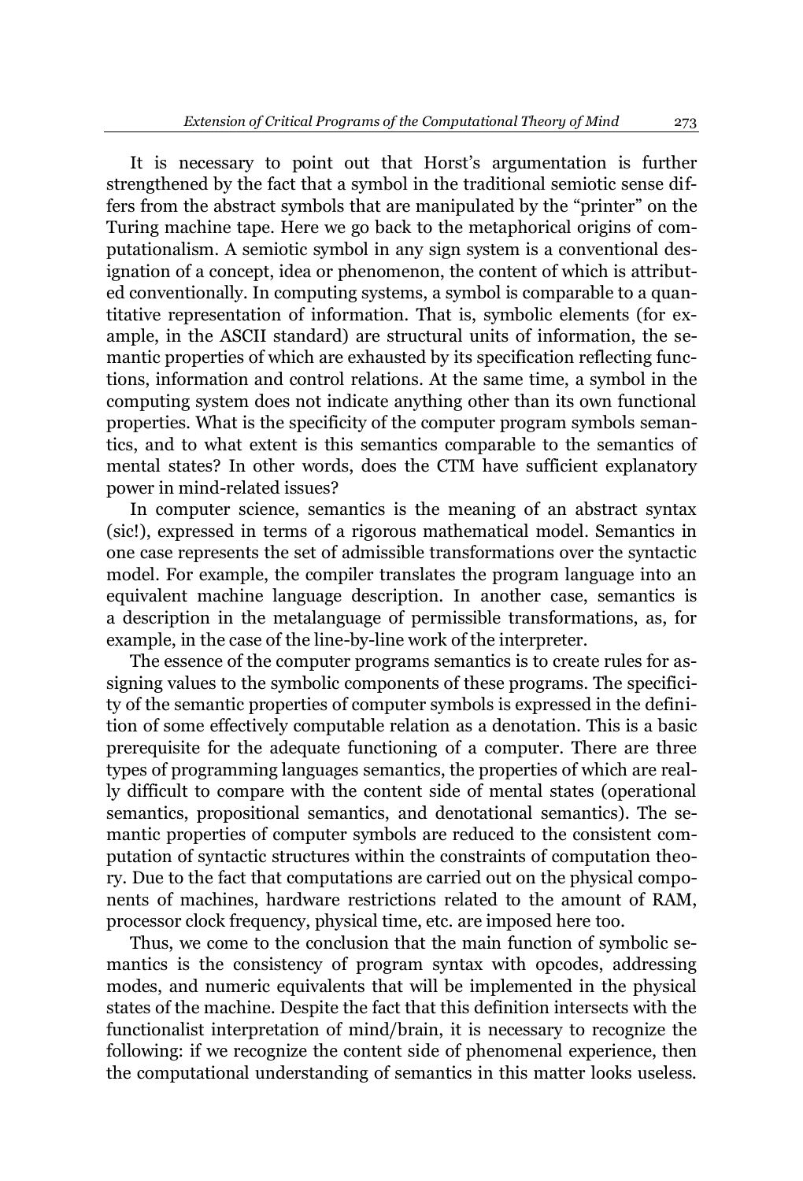It is necessary to point out that Horst's argumentation is further strengthened by the fact that a symbol in the traditional semiotic sense differs from the abstract symbols that are manipulated by the "printer" on the Turing machine tape. Here we go back to the metaphorical origins of computationalism. A semiotic symbol in any sign system is a conventional designation of a concept, idea or phenomenon, the content of which is attributed conventionally. In computing systems, a symbol is comparable to a quantitative representation of information. That is, symbolic elements (for example, in the ASCII standard) are structural units of information, the semantic properties of which are exhausted by its specification reflecting functions, information and control relations. At the same time, a symbol in the computing system does not indicate anything other than its own functional properties. What is the specificity of the computer program symbols semantics, and to what extent is this semantics comparable to the semantics of mental states? In other words, does the CTM have sufficient explanatory power in mind-related issues?

In computer science, semantics is the meaning of an abstract syntax (sic!), expressed in terms of a rigorous mathematical model. Semantics in one case represents the set of admissible transformations over the syntactic model. For example, the compiler translates the program language into an equivalent machine language description. In another case, semantics is a description in the metalanguage of permissible transformations, as, for example, in the case of the line-by-line work of the interpreter.

The essence of the computer programs semantics is to create rules for assigning values to the symbolic components of these programs. The specificity of the semantic properties of computer symbols is expressed in the definition of some effectively computable relation as a denotation. This is a basic prerequisite for the adequate functioning of a computer. There are three types of programming languages semantics, the properties of which are really difficult to compare with the content side of mental states (operational semantics, propositional semantics, and denotational semantics). The semantic properties of computer symbols are reduced to the consistent computation of syntactic structures within the constraints of computation theory. Due to the fact that computations are carried out on the physical components of machines, hardware restrictions related to the amount of RAM, processor clock frequency, physical time, etc. are imposed here too.

Thus, we come to the conclusion that the main function of symbolic semantics is the consistency of program syntax with opcodes, addressing modes, and numeric equivalents that will be implemented in the physical states of the machine. Despite the fact that this definition intersects with the functionalist interpretation of mind/brain, it is necessary to recognize the following: if we recognize the content side of phenomenal experience, then the computational understanding of semantics in this matter looks useless.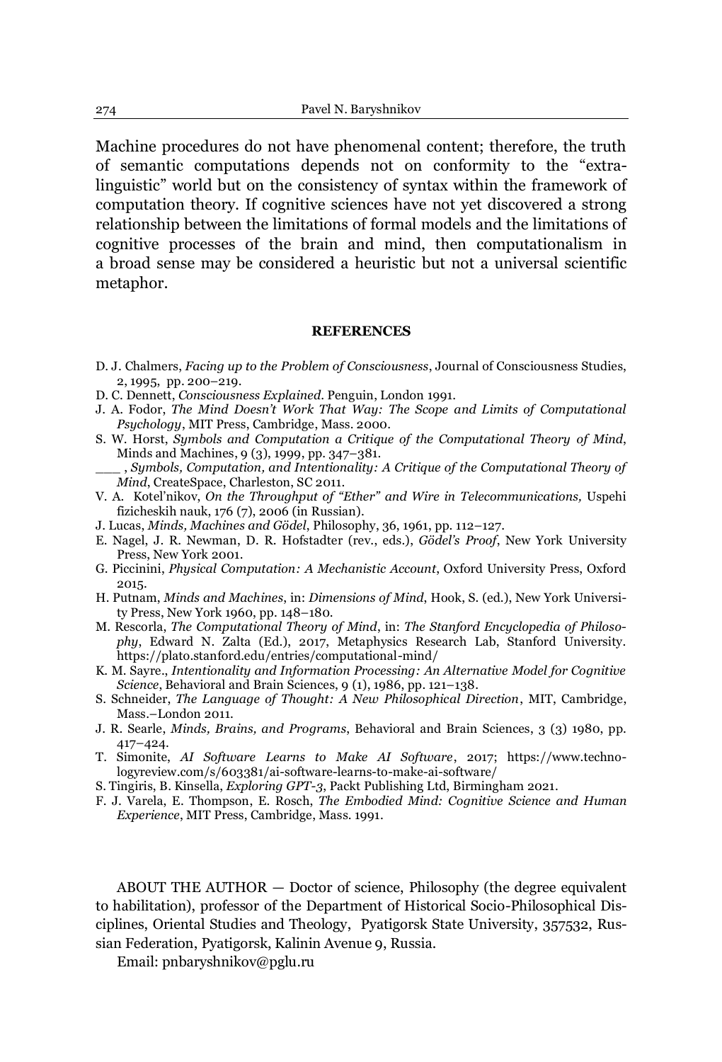Machine procedures do not have phenomenal content; therefore, the truth of semantic computations depends not on conformity to the "extra-linguistic" world but on the consistency of syntax within the framework of computation theory. If cognitive sciences have not yet discovered a strong relationship between the limitations of formal models and the limitations of cognitive processes of the brain and mind, then computationalism in a broad sense may be considered a heuristic but not a universal scientific metaphor.

## REFERENCES

D. J. Chalmers, *Facing up to the Problem of Consciousness*, Journal of Consciousness Studies, 2, 1995, pp. 200–219.

D. C. Dennett, *Consciousness Explained*. Penguin, London 1991.

J. A. Fodor, *The Mind Doesn't Work That Way: The Scope and Limits of Computational Psychology*, MIT Press, Cambridge, Mass. 2000.

S. W. Horst, *Symbols and Computation a Critique of the Computational Theory of Mind*, Minds and Machines, 9 (3), 1999, pp. 347–381.

\_\_\_ , *Symbols, Computation, and Intentionality: A Critique of the Computational Theory of Mind*, CreateSpace, Charleston, SC 2011.

V. A. Kotel'nikov, *On the Throughput of "Ether" and Wire in Telecommunications,* Uspehi fizicheskih nauk, 176 (7), 2006 (in Russian).

J. Lucas, *Minds, Machines and Gödel*, Philosophy, 36, 1961, pp. 112–127.

E. Nagel, J. R. Newman, D. R. Hofstadter (rev., eds.), *Gödel's Proof*, New York University Press, New York 2001.

G. Piccinini, *Physical Computation: A Mechanistic Account*, Oxford University Press, Oxford 2015.

H. Putnam, *Minds and Machines*, in: *Dimensions of Mind*, Hook, S. (ed.), New York University Press, New York 1960, pp. 148–180.

M. Rescorla, *The Computational Theory of Mind*, in: *The Stanford Encyclopedia of Philosophy*, Edward N. Zalta (Ed.), 2017, Metaphysics Research Lab, Stanford University. https://plato.stanford.edu/entries/computational-mind/

K. M. Sayre., *Intentionality and Information Processing: An Alternative Model for Cognitive Science*, Behavioral and Brain Sciences, 9 (1), 1986, pp. 121–138.

S. Schneider, *The Language of Thought: A New Philosophical Direction*, MIT, Cambridge, Mass.–London 2011.

J. R. Searle, *Minds, Brains, and Programs*, Behavioral and Brain Sciences, 3 (3) 1980, pp. 417–424.

T. Simonite, *AI Software Learns to Make AI Software*, 2017; https://www.technologyreview.com/s/603381/ai-software-learns-to-make-ai-software/

S. Tingiris, B. Kinsella, *Exploring GPT-3*, Packt Publishing Ltd, Birmingham 2021.

F. J. Varela, E. Thompson, E. Rosch, *The Embodied Mind: Cognitive Science and Human Experience*, MIT Press, Cambridge, Mass. 1991.

ABOUT THE AUTHOR — Doctor of science, Philosophy (the degree equivalent to habilitation), professor of the Department of Historical Socio-Philosophical Disciplines, Oriental Studies and Theology, Pyatigorsk State University, 357532, Russian Federation, Pyatigorsk, Kalinin Avenue 9, Russia.

Email: pnbaryshnikov@pglu.ru